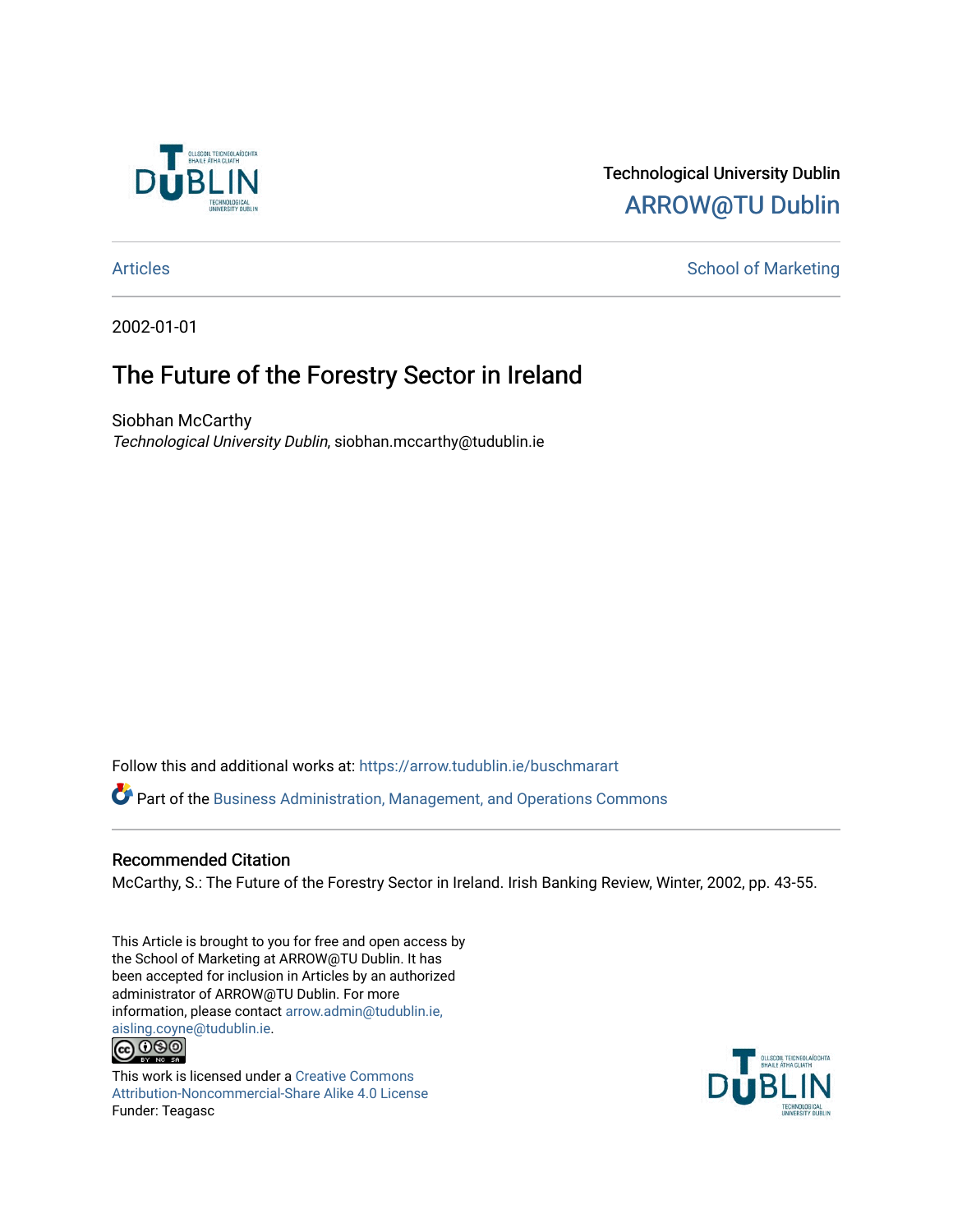Technological University Dublin

ARROW@TU Dublin

Articles | School of Marketing

2002-01-01

# The Future of the Forestry Sector in Ireland

Siobhan McCarthy

*Technological University Dublin*, siobhan.mccarthy@tudublin.ie

Follow this and additional works at: https://arrow.tudublin.ie/buschmarart

Part of the Business Administration, Management, and Operations Commons

## Recommended Citation

McCarthy, S.: The Future of the Forestry Sector in Ireland. Irish Banking Review, Winter, 2002, pp. 43-55.

This Article is brought to you for free and open access by the School of Marketing at ARROW@TU Dublin. It has been accepted for inclusion in Articles by an authorized administrator of ARROW@TU Dublin. For more information, please contact arrow.admin@tudublin.ie, aisling.coyne@tudublin.ie.

This work is licensed under a Creative Commons Attribution-Noncommercial-Share Alike 4.0 License

Funder: Teagasc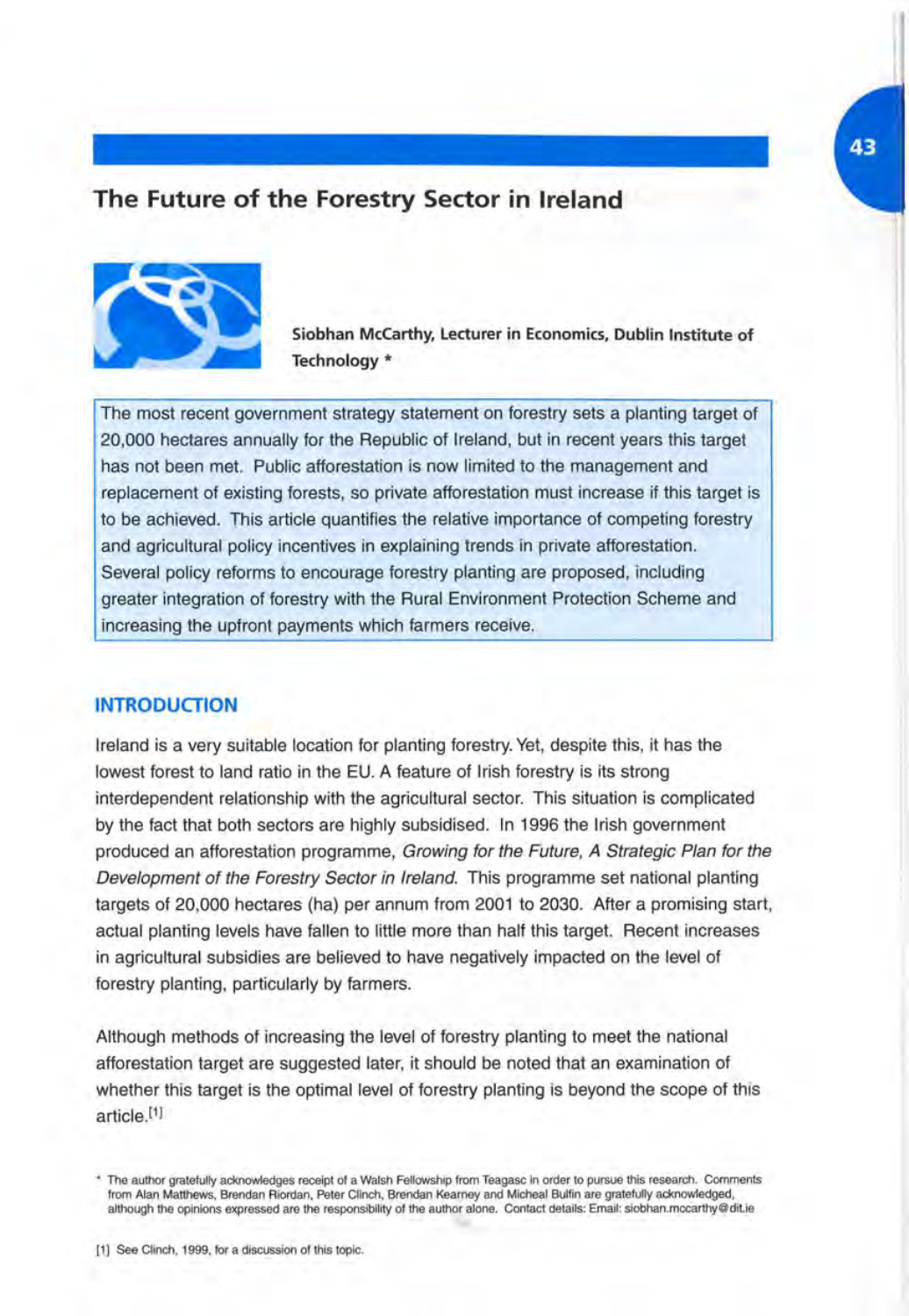# The Future of the Forestry Sector in Ireland

**Siobhan McCarthy, Lecturer in Economics, Dublin Institute of Technology ***

The most recent government strategy statement on forestry sets a planting target of 20,000 hectares annually for the Republic of Ireland, but in recent years this target has not been met. Public afforestation is now limited to the management and replacement of existing forests, so private afforestation must increase if this target is to be achieved. This article quantifies the relative importance of competing forestry and agricultural policy incentives in explaining trends in private afforestation. Several policy reforms to encourage forestry planting are proposed, including greater integration of forestry with the Rural Environment Protection Scheme and increasing the upfront payments which farmers receive.

## INTRODUCTION

Ireland is a very suitable location for planting forestry. Yet, despite this, it has the lowest forest to land ratio in the EU. A feature of Irish forestry is its strong interdependent relationship with the agricultural sector. This situation is complicated by the fact that both sectors are highly subsidised. In 1996 the Irish government produced an afforestation programme, *Growing for the Future, A Strategic Plan for the Development of the Forestry Sector in Ireland.* This programme set national planting targets of 20,000 hectares (ha) per annum from 2001 to 2030. After a promising start, actual planting levels have fallen to little more than half this target. Recent increases in agricultural subsidies are believed to have negatively impacted on the level of forestry planting, particularly by farmers.

Although methods of increasing the level of forestry planting to meet the national afforestation target are suggested later, it should be noted that an examination of whether this target is the optimal level of forestry planting is beyond the scope of this article.[1]

\* The author gratefully acknowledges receipt of a Walsh Fellowship from Teagasc in order to pursue this research. Comments from Alan Matthews, Brendan Riordan, Peter Clinch, Brendan Kearney and Micheal Bulfin are gratefully acknowledged, although the opinions expressed are the responsibility of the author alone. Contact details: Email: siobhan.mccarthy@dit.ie

[1] See Clinch, 1999, for a discussion of this topic.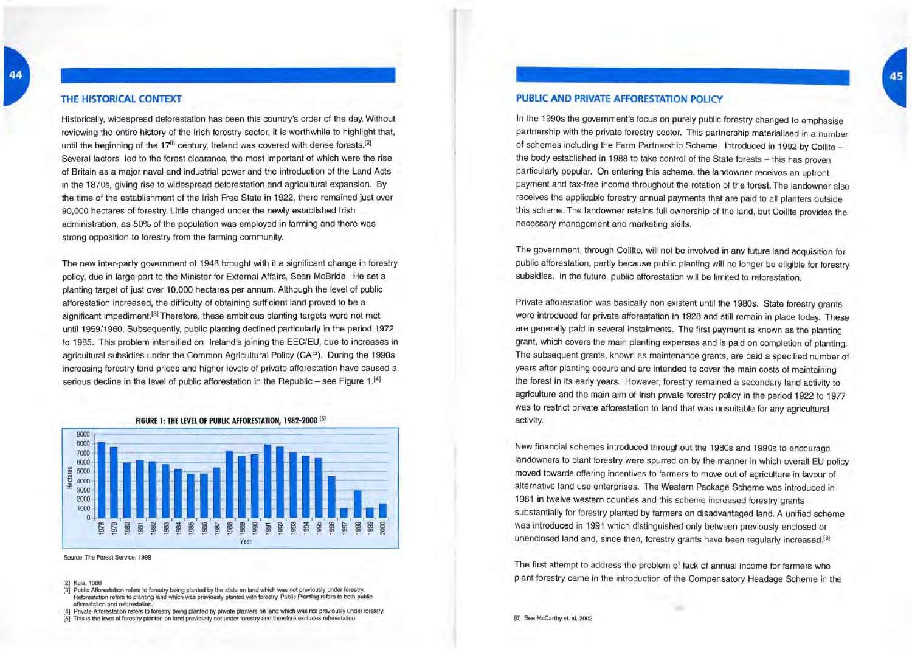## THE HISTORICAL CONTEXT

Historically, widespread deforestation has been this country's order of the day. Without reviewing the entire history of the Irish forestry sector, it is worthwhile to highlight that, until the beginning of the 17th century, Ireland was covered with dense forests.[2] Several factors led to the forest clearance, the most important of which were the rise of Britain as a major naval and industrial power and the introduction of the Land Acts in the 1870s, giving rise to widespread deforestation and agricultural expansion. By the time of the establishment of the Irish Free State in 1922, there remained just over 90,000 hectares of forestry. Little changed under the newly established Irish administration, as 50% of the population was employed in farming and there was strong opposition to forestry from the farming community.

The new inter-party government of 1948 brought with it a significant change in forestry policy, due in large part to the Minister for External Affairs, Sean McBride. He set a planting target of just over 10,000 hectares per annum. Although the level of public afforestation increased, the difficulty of obtaining sufficient land proved to be a significant impediment.[3] Therefore, these ambitious planting targets were not met until 1959/1960. Subsequently, public planting declined particularly in the period 1972 to 1985. This problem intensified on Ireland's joining the EEC/EU, due to increases in agricultural subsidies under the Common Agricultural Policy (CAP). During the 1990s increasing forestry land prices and higher levels of private afforestation have caused a serious decline in the level of public afforestation in the Republic – see Figure 1.[4]

**FIGURE 1: THE LEVEL OF PUBLIC AFFORESTATION, 1982-2000 [5]**

| Year | Hectares (approx.) |
|---|---|
| 1978 | 8200 |
| 1979 | 7700 |
| 1980 | 6000 |
| 1981 | 6200 |
| 1982 | 6100 |
| 1983 | 5800 |
| 1984 | 5300 |
| 1985 | 4800 |
| 1986 | 4800 |
| 1987 | 5500 |
| 1988 | 7200 |
| 1989 | 6700 |
| 1990 | 6900 |
| 1991 | 7900 |
| 1992 | 7700 |
| 1993 | 7100 |
| 1994 | 6700 |
| 1995 | 6500 |
| 1996 | 4500 |
| 1997 | 1100 |
| 1998 | 3000 |
| 1999 | 1100 |
| 2000 | 1500 |

Source: The Forest Service, 1999

[2] Kula, 1988
[3] Public Afforestation refers to forestry being planted by the state on land which was not previously under forestry. Reforestation refers to planting land which was previously planted with forestry. Public Planting refers to both public afforestation and reforestation.
[4] Private Afforestation refers to forestry being planted by private planters on land which was not previously under forestry.
[5] This is the level of forestry planted on land previously not under forestry and therefore excludes reforestation.

## PUBLIC AND PRIVATE AFFORESTATION POLICY

In the 1990s the government's focus on purely public forestry changed to emphasise partnership with the private forestry sector. This partnership materialised in a number of schemes including the Farm Partnership Scheme. Introduced in 1992 by Coillte – the body established in 1988 to take control of the State forests – this has proven particularly popular. On entering this scheme, the landowner receives an upfront payment and tax-free income throughout the rotation of the forest. The landowner also receives the applicable forestry annual payments that are paid to all planters outside this scheme. The landowner retains full ownership of the land, but Coillte provides the necessary management and marketing skills.

The government, through Coillte, will not be involved in any future land acquisition for public afforestation, partly because public planting will no longer be eligible for forestry subsidies. In the future, public afforestation will be limited to reforestation.

Private afforestation was basically non existent until the 1980s. State forestry grants were introduced for private afforestation in 1928 and still remain in place today. These are generally paid in several instalments. The first payment is known as the planting grant, which covers the main planting expenses and is paid on completion of planting. The subsequent grants, known as maintenance grants, are paid a specified number of years after planting occurs and are intended to cover the main costs of maintaining the forest in its early years. However, forestry remained a secondary land activity to agriculture and the main aim of Irish private forestry policy in the period 1922 to 1977 was to restrict private afforestation to land that was unsuitable for any agricultural activity.

New financial schemes introduced throughout the 1980s and 1990s to encourage landowners to plant forestry were spurred on by the manner in which overall EU policy moved towards offering incentives to farmers to move out of agriculture in favour of alternative land use enterprises. The Western Package Scheme was introduced in 1981 in twelve western counties and this scheme increased forestry grants substantially for forestry planted by farmers on disadvantaged land. A unified scheme was introduced in 1991 which distinguished only between previously enclosed or unenclosed land and, since then, forestry grants have been regularly increased.[6]

The first attempt to address the problem of lack of annual income for farmers who plant forestry came in the introduction of the Compensatory Headage Scheme in the

[6] See McCarthy et. al, 2002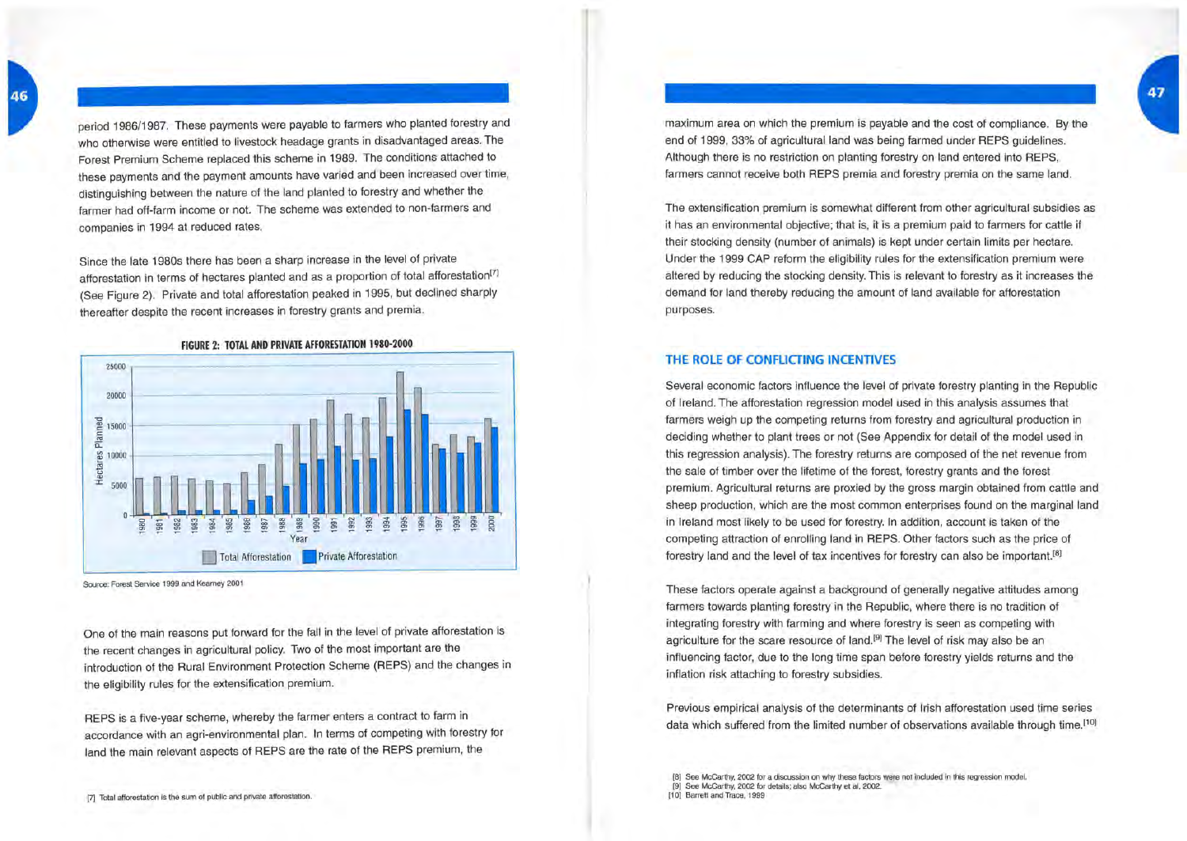period 1986/1987. These payments were payable to farmers who planted forestry and who otherwise were entitled to livestock headage grants in disadvantaged areas. The Forest Premium Scheme replaced this scheme in 1989. The conditions attached to these payments and the payment amounts have varied and been increased over time, distinguishing between the nature of the land planted to forestry and whether the farmer had off-farm income or not. The scheme was extended to non-farmers and companies in 1994 at reduced rates.

Since the late 1980s there has been a sharp increase in the level of private afforestation in terms of hectares planted and as a proportion of total afforestation[7] (See Figure 2). Private and total afforestation peaked in 1995, but declined sharply thereafter despite the recent increases in forestry grants and premia.

**FIGURE 2: TOTAL AND PRIVATE AFFORESTATION 1980-2000**

Source: Forest Service 1999 and Kearney 2001

One of the main reasons put forward for the fall in the level of private afforestation is the recent changes in agricultural policy. Two of the most important are the introduction of the Rural Environment Protection Scheme (REPS) and the changes in the eligibility rules for the extensification premium.

REPS is a five-year scheme, whereby the farmer enters a contract to farm in accordance with an agri-environmental plan. In terms of competing with forestry for land the main relevant aspects of REPS are the rate of the REPS premium, the maximum area on which the premium is payable and the cost of compliance. By the end of 1999, 33% of agricultural land was being farmed under REPS guidelines. Although there is no restriction on planting forestry on land entered into REPS, farmers cannot receive both REPS premia and forestry premia on the same land.

The extensification premium is somewhat different from other agricultural subsidies as it has an environmental objective; that is, it is a premium paid to farmers for cattle if their stocking density (number of animals) is kept under certain limits per hectare. Under the 1999 CAP reform the eligibility rules for the extensification premium were altered by reducing the stocking density. This is relevant to forestry as it increases the demand for land thereby reducing the amount of land available for afforestation purposes.

## THE ROLE OF CONFLICTING INCENTIVES

Several economic factors influence the level of private forestry planting in the Republic of Ireland. The afforestation regression model used in this analysis assumes that farmers weigh up the competing returns from forestry and agricultural production in deciding whether to plant trees or not (See Appendix for detail of the model used in this regression analysis). The forestry returns are composed of the net revenue from the sale of timber over the lifetime of the forest, forestry grants and the forest premium. Agricultural returns are proxied by the gross margin obtained from cattle and sheep production, which are the most common enterprises found on the marginal land in Ireland most likely to be used for forestry. In addition, account is taken of the competing attraction of enrolling land in REPS. Other factors such as the price of forestry land and the level of tax incentives for forestry can also be important.[8]

These factors operate against a background of generally negative attitudes among farmers towards planting forestry in the Republic, where there is no tradition of integrating forestry with farming and where forestry is seen as competing with agriculture for the scare resource of land.[9] The level of risk may also be an influencing factor, due to the long time span before forestry yields returns and the inflation risk attaching to forestry subsidies.

Previous empirical analysis of the determinants of Irish afforestation used time series data which suffered from the limited number of observations available through time.[10]

[7] Total afforestation is the sum of public and private afforestation.

[8] See McCarthy, 2002 for a discussion on why these factors were not included in this regression model.
[9] See McCarthy, 2002 for details; also McCarthy et al, 2002.
[10] Barrett and Trace, 1999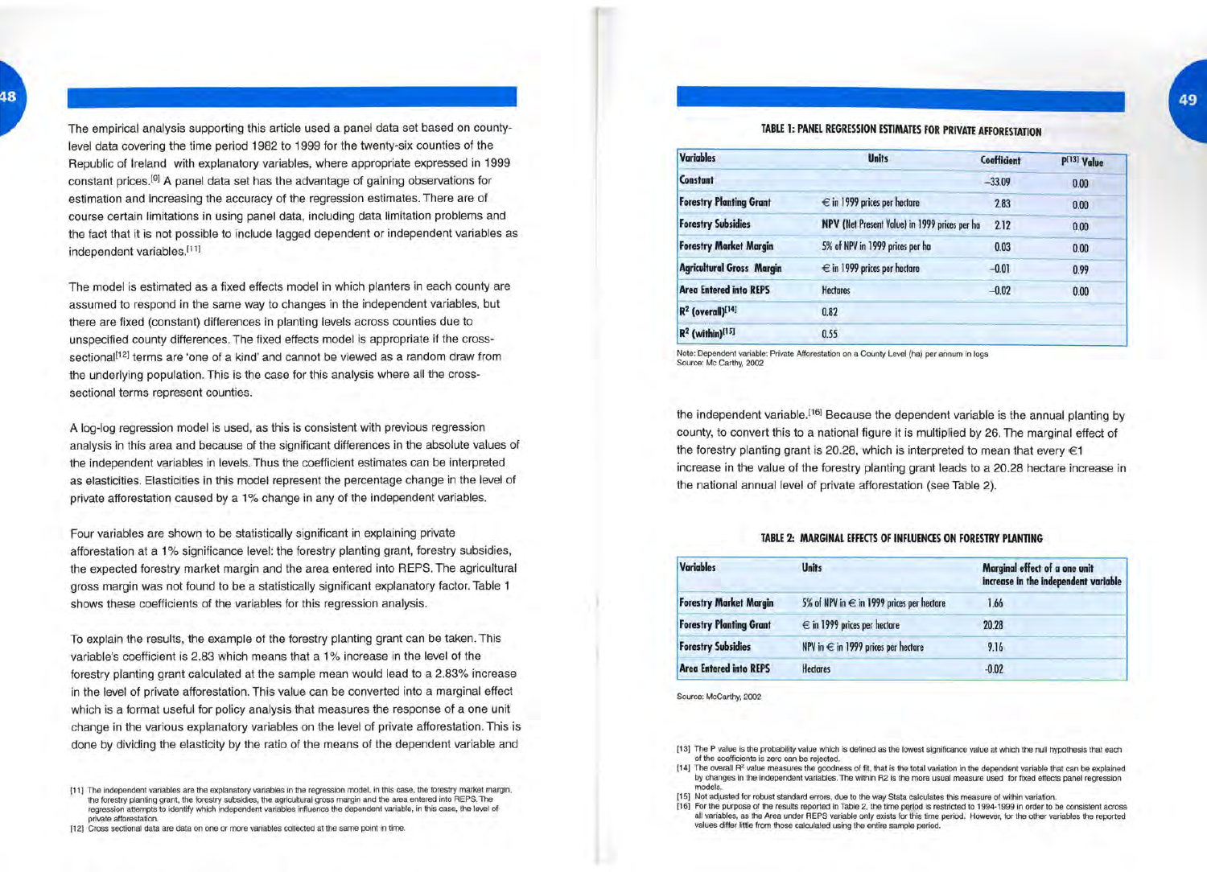The empirical analysis supporting this article used a panel data set based on county-level data covering the time period 1982 to 1999 for the twenty-six counties of the Republic of Ireland with explanatory variables, where appropriate expressed in 1999 constant prices.[9] A panel data set has the advantage of gaining observations for estimation and increasing the accuracy of the regression estimates. There are of course certain limitations in using panel data, including data limitation problems and the fact that it is not possible to include lagged dependent or independent variables as independent variables.[11]

The model is estimated as a fixed effects model in which planters in each county are assumed to respond in the same way to changes in the independent variables, but there are fixed (constant) differences in planting levels across counties due to unspecified county differences. The fixed effects model is appropriate if the cross-sectional[12] terms are 'one of a kind' and cannot be viewed as a random draw from the underlying population. This is the case for this analysis where all the cross-sectional terms represent counties.

A log-log regression model is used, as this is consistent with previous regression analysis in this area and because of the significant differences in the absolute values of the independent variables in levels. Thus the coefficient estimates can be interpreted as elasticities. Elasticities in this model represent the percentage change in the level of private afforestation caused by a 1% change in any of the independent variables.

Four variables are shown to be statistically significant in explaining private afforestation at a 1% significance level: the forestry planting grant, forestry subsidies, the expected forestry market margin and the area entered into REPS. The agricultural gross margin was not found to be a statistically significant explanatory factor. Table 1 shows these coefficients of the variables for this regression analysis.

To explain the results, the example of the forestry planting grant can be taken. This variable's coefficient is 2.83 which means that a 1% increase in the level of the forestry planting grant calculated at the sample mean would lead to a 2.83% increase in the level of private afforestation. This value can be converted into a marginal effect which is a format useful for policy analysis that measures the response of a one unit change in the various explanatory variables on the level of private afforestation. This is done by dividing the elasticity by the ratio of the means of the dependent variable and the independent variable.[16] Because the dependent variable is the annual planting by county, to convert this to a national figure it is multiplied by 26. The marginal effect of the forestry planting grant is 20.28, which is interpreted to mean that every €1 increase in the value of the forestry planting grant leads to a 20.28 hectare increase in the national annual level of private afforestation (see Table 2).

**TABLE 1: PANEL REGRESSION ESTIMATES FOR PRIVATE AFFORESTATION**

| Variables | Units | Coefficient | P[13] Value |
|---|---|---|---|
| Constant | | −33.09 | 0.00 |
| Forestry Planting Grant | € in 1999 prices per hectare | 2.83 | 0.00 |
| Forestry Subsidies | NPV (Net Present Value) in 1999 prices per ha | 2.12 | 0.00 |
| Forestry Market Margin | 5% of NPV in 1999 prices per ha | 0.03 | 0.00 |
| Agricultural Gross Margin | € in 1999 prices per hectare | −0.01 | 0.99 |
| Area Entered into REPS | Hectares | −0.02 | 0.00 |
| $R^2$ (overall)[14] | 0.82 | | |
| $R^2$ (within)[15] | 0.55 | | |

Note: Dependent variable: Private Afforestation on a County Level (ha) per annum in logs
Source: Mc Carthy, 2002

**TABLE 2: MARGINAL EFFECTS OF INFLUENCES ON FORESTRY PLANTING**

| Variables | Units | Marginal effect of a one unit increase in the independent variable |
|---|---|---|
| Forestry Market Margin | 5% of NPV in € in 1999 prices per hectare | 1.66 |
| Forestry Planting Grant | € in 1999 prices per hectare | 20.28 |
| Forestry Subsidies | NPV in € in 1999 prices per hectare | 9.16 |
| Area Entered into REPS | Hectares | -0.02 |

Source: McCarthy, 2002

[11] The independent variables are the explanatory variables in the regression model, in this case, the forestry market margin, the forestry planting grant, the forestry subsidies, the agricultural gross margin and the area entered into REPS. The regression attempts to identify which independent variables influence the dependent variable, in this case, the level of private afforestation.

[12] Cross sectional data are data on one or more variables collected at the same point in time.

[13] The P value is the probability value which is defined as the lowest significance value at which the null hypothesis that each of the coefficients is zero can be rejected.

[14] The overall $R^2$ value measures the goodness of fit, that is the total variation in the dependent variable that can be explained by changes in the independent variables. The within R2 is the more usual measure used for fixed effects panel regression models.

[15] Not adjusted for robust standard errors, due to the way Stata calculates this measure of within variation.

[16] For the purpose of the results reported in Table 2, the time period is restricted to 1994-1999 in order to be consistent across all variables, as the Area under REPS variable only exists for this time period. However, for the other variables the reported values differ little from those calculated using the entire sample period.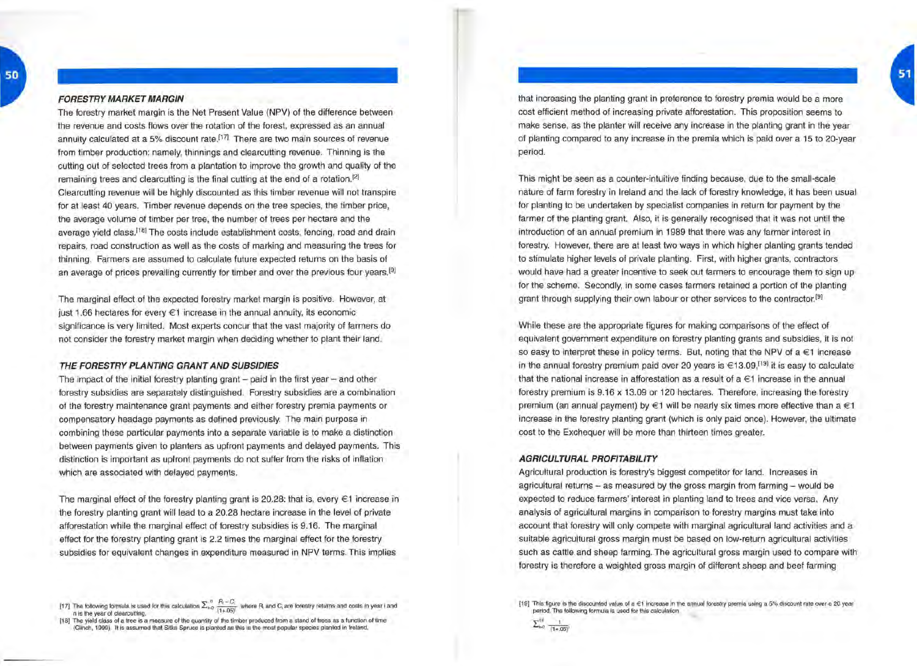### *FORESTRY MARKET MARGIN*

The forestry market margin is the Net Present Value (NPV) of the difference between the revenue and costs flows over the rotation of the forest, expressed as an annual annuity calculated at a 5% discount rate.[17] There are two main sources of revenue from timber production; namely, thinnings and clearcutting revenue. Thinning is the cutting out of selected trees from a plantation to improve the growth and quality of the remaining trees and clearcutting is the final cutting at the end of a rotation.[2] Clearcutting revenue will be highly discounted as this timber revenue will not transpire for at least 40 years. Timber revenue depends on the tree species, the timber price, the average volume of timber per tree, the number of trees per hectare and the average yield class.[18] The costs include establishment costs, fencing, road and drain repairs, road construction as well as the costs of marking and measuring the trees for thinning. Farmers are assumed to calculate future expected returns on the basis of an average of prices prevailing currently for timber and over the previous four years.[9]

The marginal effect of the expected forestry market margin is positive. However, at just 1.66 hectares for every €1 increase in the annual annuity, its economic significance is very limited. Most experts concur that the vast majority of farmers do not consider the forestry market margin when deciding whether to plant their land.

### *THE FORESTRY PLANTING GRANT AND SUBSIDIES*

The impact of the initial forestry planting grant – paid in the first year – and other forestry subsidies are separately distinguished. Forestry subsidies are a combination of the forestry maintenance grant payments and either forestry premia payments or compensatory headage payments as defined previously. The main purpose in combining these particular payments into a separate variable is to make a distinction between payments given to planters as upfront payments and delayed payments. This distinction is important as upfront payments do not suffer from the risks of inflation which are associated with delayed payments.

The marginal effect of the forestry planting grant is 20.28: that is, every €1 increase in the forestry planting grant will lead to a 20.28 hectare increase in the level of private afforestation while the marginal effect of forestry subsidies is 9.16. The marginal effect for the forestry planting grant is 2.2 times the marginal effect for the forestry subsidies for equivalent changes in expenditure measured in NPV terms. This implies that increasing the planting grant in preference to forestry premia would be a more cost efficient method of increasing private afforestation. This proposition seems to make sense, as the planter will receive any increase in the planting grant in the year of planting compared to any increase in the premia which is paid over a 15 to 20-year period.

This might be seen as a counter-intuitive finding because, due to the small-scale nature of farm forestry in Ireland and the lack of forestry knowledge, it has been usual for planting to be undertaken by specialist companies in return for payment by the farmer of the planting grant. Also, it is generally recognised that it was not until the introduction of an annual premium in 1989 that there was any farmer interest in forestry. However, there are at least two ways in which higher planting grants tended to stimulate higher levels of private planting. First, with higher grants, contractors would have had a greater incentive to seek out farmers to encourage them to sign up for the scheme. Secondly, in some cases farmers retained a portion of the planting grant through supplying their own labour or other services to the contractor.[9]

While these are the appropriate figures for making comparisons of the effect of equivalent government expenditure on forestry planting grants and subsidies, it is not so easy to interpret these in policy terms. But, noting that the NPV of a €1 increase in the annual forestry premium paid over 20 years is €13.09,[19] it is easy to calculate that the national increase in afforestation as a result of a €1 increase in the annual forestry premium is 9.16 x 13.09 or 120 hectares. Therefore, increasing the forestry premium (an annual payment) by €1 will be nearly six times more effective than a €1 increase in the forestry planting grant (which is only paid once). However, the ultimate cost to the Exchequer will be more than thirteen times greater.

### *AGRICULTURAL PROFITABILITY*

Agricultural production is forestry's biggest competitor for land. Increases in agricultural returns – as measured by the gross margin from farming – would be expected to reduce farmers' interest in planting land to trees and vice versa. Any analysis of agricultural margins in comparison to forestry margins must take into account that forestry will only compete with marginal agricultural land activities and a suitable agricultural gross margin must be based on low-return agricultural activities such as cattle and sheep farming. The agricultural gross margin used to compare with forestry is therefore a weighted gross margin of different sheep and beef farming

---

[17] The following formula is used for this calculation $\sum_{i=0}^{n} \frac{R_i - C_i}{(1+.05)^i}$ where $R_i$ and $C_i$ are forestry returns and costs in year i and n is the year of clearcutting.

[18] The yield class of a tree is a measure of the quantity of the timber produced from a stand of trees as a function of time (Clinch, 1999). It is assumed that Sitka Spruce is planted as this is the most popular species planted in Ireland.

[19] This figure is the discounted value of a €1 increase in the annual forestry premia using a 5% discount rate over a 20 year period. The following formula is used for this calculation $\sum_{i=0}^{19} \frac{1}{(1+.05)^i}$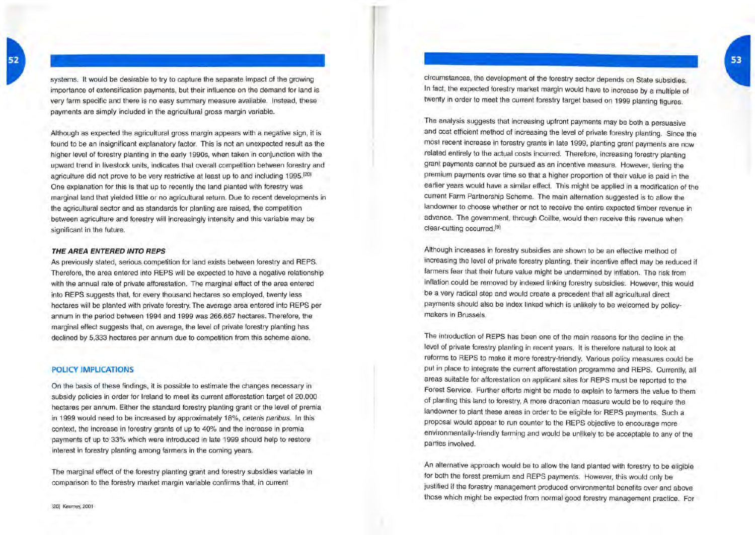systems. It would be desirable to try to capture the separate impact of the growing importance of extensification payments, but their influence on the demand for land is very farm specific and there is no easy summary measure available. Instead, these payments are simply included in the agricultural gross margin variable.

Although as expected the agricultural gross margin appears with a negative sign, it is found to be an insignificant explanatory factor. This is not an unexpected result as the higher level of forestry planting in the early 1990s, when taken in conjunction with the upward trend in livestock units, indicates that overall competition between forestry and agriculture did not prove to be very restrictive at least up to and including 1995.[20] One explanation for this is that up to recently the land planted with forestry was marginal land that yielded little or no agricultural return. Due to recent developments in the agricultural sector and as standards for planting are raised, the competition between agriculture and forestry will increasingly intensity and this variable may be significant in the future.

***THE AREA ENTERED INTO REPS***

As previously stated, serious competition for land exists between forestry and REPS. Therefore, the area entered into REPS will be expected to have a negative relationship with the annual rate of private afforestation. The marginal effect of the area entered into REPS suggests that, for every thousand hectares so employed, twenty less hectares will be planted with private forestry. The average area entered into REPS per annum in the period between 1994 and 1999 was 266,667 hectares. Therefore, the marginal effect suggests that, on average, the level of private forestry planting has declined by 5,333 hectares per annum due to competition from this scheme alone.

## POLICY IMPLICATIONS

On the basis of these findings, it is possible to estimate the changes necessary in subsidy policies in order for Ireland to meet its current afforestation target of 20,000 hectares per annum. Either the standard forestry planting grant or the level of premia in 1999 would need to be increased by approximately 18%, *ceteris paribus*. In this context, the increase in forestry grants of up to 40% and the increase in premia payments of up to 33% which were introduced in late 1999 should help to restore interest in forestry planting among farmers in the coming years.

The marginal effect of the forestry planting grant and forestry subsidies variable in comparison to the forestry market margin variable confirms that, in current circumstances, the development of the forestry sector depends on State subsidies. In fact, the expected forestry market margin would have to increase by a multiple of twenty in order to meet the current forestry target based on 1999 planting figures.

The analysis suggests that increasing upfront payments may be both a persuasive and cost efficient method of increasing the level of private forestry planting. Since the most recent increase in forestry grants in late 1999, planting grant payments are now related entirely to the actual costs incurred. Therefore, increasing forestry planting grant payments cannot be pursued as an incentive measure. However, tiering the premium payments over time so that a higher proportion of their value is paid in the earlier years would have a similar effect. This might be applied in a modification of the current Farm Partnership Scheme. The main alternation suggested is to allow the landowner to choose whether or not to receive the entire expected timber revenue in advance. The government, through Coillte, would then receive this revenue when clear-cutting occurred.[9]

Although increases in forestry subsidies are shown to be an effective method of increasing the level of private forestry planting, their incentive effect may be reduced if farmers fear that their future value might be undermined by inflation. The risk from inflation could be removed by indexed linking forestry subsidies. However, this would be a very radical step and would create a precedent that all agricultural direct payments should also be index linked which is unlikely to be welcomed by policy-makers in Brussels.

The introduction of REPS has been one of the main reasons for the decline in the level of private forestry planting in recent years. It is therefore natural to look at reforms to REPS to make it more forestry-friendly. Various policy measures could be put in place to integrate the current afforestation programme and REPS. Currently, all areas suitable for afforestation on applicant sites for REPS must be reported to the Forest Service. Further efforts might be made to explain to farmers the value to them of planting this land to forestry. A more draconian measure would be to require the landowner to plant these areas in order to be eligible for REPS payments. Such a proposal would appear to run counter to the REPS objective to encourage more environmentally-friendly farming and would be unlikely to be acceptable to any of the parties involved.

An alternative approach would be to allow the land planted with forestry to be eligible for both the forest premium and REPS payments. However, this would only be justified if the forestry management produced environmental benefits over and above those which might be expected from normal good forestry management practice. For

[20] Kearney, 2001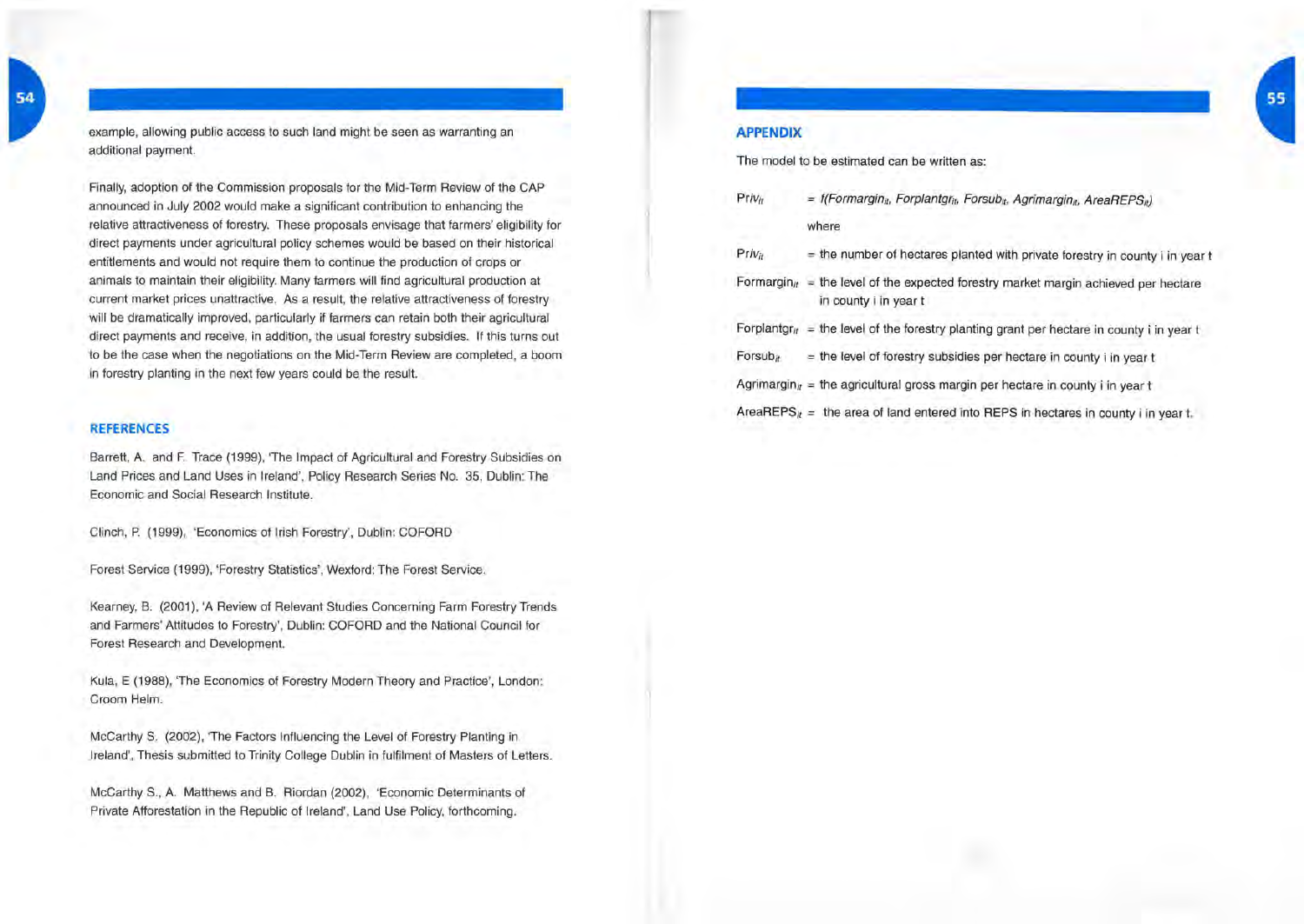example, allowing public access to such land might be seen as warranting an additional payment.

Finally, adoption of the Commission proposals for the Mid-Term Review of the CAP announced in July 2002 would make a significant contribution to enhancing the relative attractiveness of forestry. These proposals envisage that farmers' eligibility for direct payments under agricultural policy schemes would be based on their historical entitlements and would not require them to continue the production of crops or animals to maintain their eligibility. Many farmers will find agricultural production at current market prices unattractive. As a result, the relative attractiveness of forestry will be dramatically improved, particularly if farmers can retain both their agricultural direct payments and receive, in addition, the usual forestry subsidies. If this turns out to be the case when the negotiations on the Mid-Term Review are completed, a boom in forestry planting in the next few years could be the result.

## REFERENCES

Barrett, A. and F. Trace (1999), 'The Impact of Agricultural and Forestry Subsidies on Land Prices and Land Uses in Ireland', Policy Research Series No. 35, Dublin: The Economic and Social Research Institute.

Clinch, P. (1999), 'Economics of Irish Forestry', Dublin: COFORD

Forest Service (1999), 'Forestry Statistics', Wexford: The Forest Service.

Kearney, B. (2001), 'A Review of Relevant Studies Concerning Farm Forestry Trends and Farmers' Attitudes to Forestry', Dublin: COFORD and the National Council for Forest Research and Development.

Kula, E (1988), 'The Economics of Forestry Modern Theory and Practice', London: Croom Helm.

McCarthy S. (2002), 'The Factors Influencing the Level of Forestry Planting in Ireland', Thesis submitted to Trinity College Dublin in fulfilment of Masters of Letters.

McCarthy S., A. Matthews and B. Riordan (2002), 'Economic Determinants of Private Afforestation in the Republic of Ireland', Land Use Policy, forthcoming.

## APPENDIX

The model to be estimated can be written as:

$$Priv_{it} = f(Formargin_{it}, Forplantgr_{it}, Forsub_{it}, Agrimargin_{it}, AreaREPS_{it})$$

where

$Priv_{it}$ = the number of hectares planted with private forestry in county i in year t

$Formargin_{it}$ = the level of the expected forestry market margin achieved per hectare in county i in year t

$Forplantgr_{it}$ = the level of the forestry planting grant per hectare in county i in year t

$Forsub_{it}$ = the level of forestry subsidies per hectare in county i in year t

$Agrimargin_{it}$ = the agricultural gross margin per hectare in county i in year t

$AreaREPS_{it}$ = the area of land entered into REPS in hectares in county i in year t.